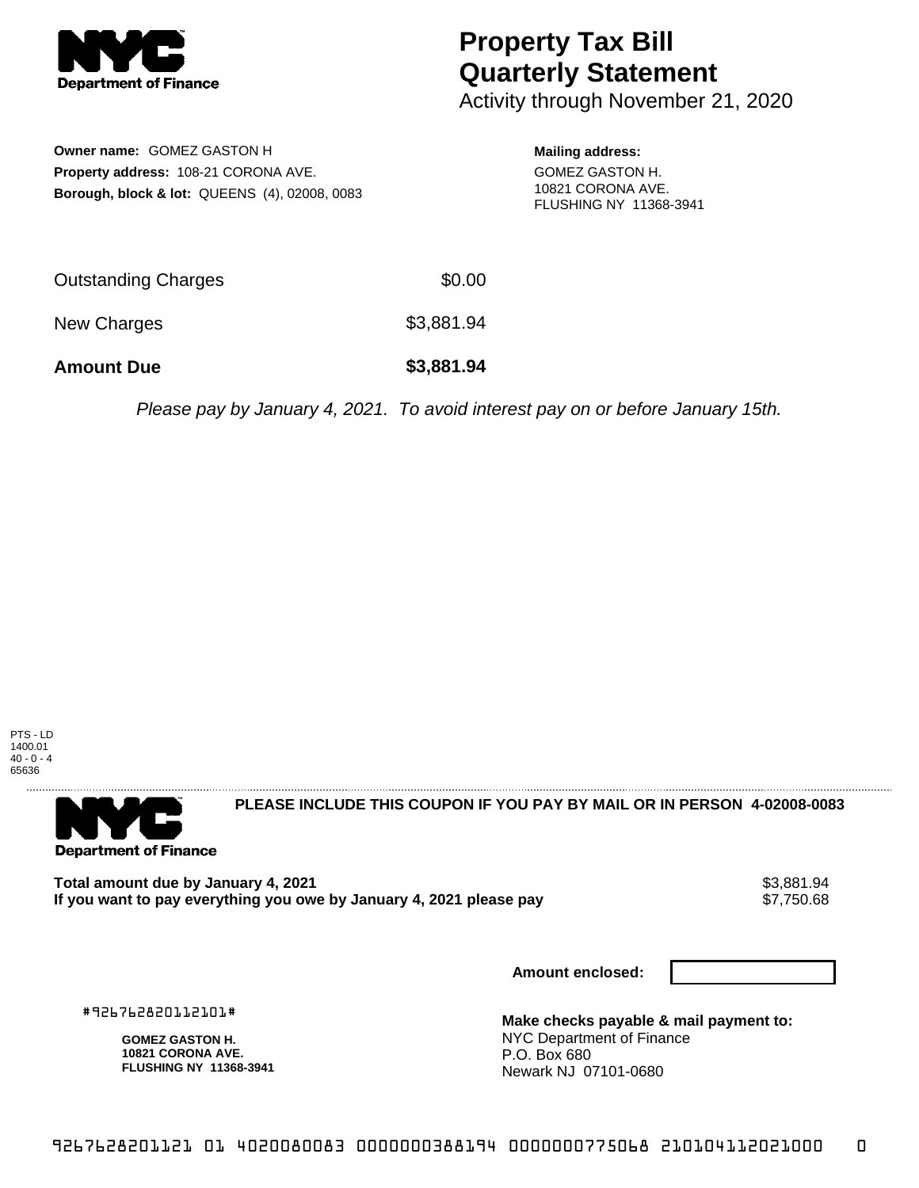# Property Tax Bill Quarterly Statement

Activity through November 21, 2020

**Owner name:** GOMEZ GASTON H
**Property address:** 108-21 CORONA AVE.
**Borough, block & lot:** QUEENS (4), 02008, 0083

**Mailing address:**
GOMEZ GASTON H.
10821 CORONA AVE.
FLUSHING NY 11368-3941

| | |
|---|---|
| Outstanding Charges | $0.00 |
| New Charges | $3,881.94 |
| **Amount Due** | **$3,881.94** |

*Please pay by January 4, 2021. To avoid interest pay on or before January 15th.*

PTS - LD
1400.01
40 - 0 - 4
65636

**PLEASE INCLUDE THIS COUPON IF YOU PAY BY MAIL OR IN PERSON 4-02008-0083**

| | |
|---|---|
| **Total amount due by January 4, 2021** | $3,881.94 |
| **If you want to pay everything you owe by January 4, 2021 please pay** | $7,750.68 |

**Amount enclosed:**

#926762820112101#

**GOMEZ GASTON H.**
**10821 CORONA AVE.**
**FLUSHING NY 11368-3941**

**Make checks payable & mail payment to:**
NYC Department of Finance
P.O. Box 680
Newark NJ 07101-0680

9267628201121 01 4020080083 0000000388194 0000000775068 210104112021000 0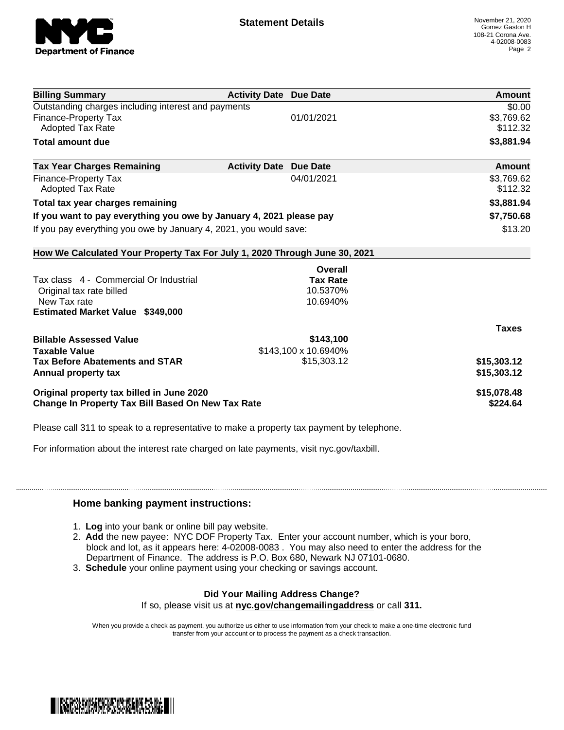# Statement Details

November 21, 2020
Gomez Gaston H
108-21 Corona Ave.
4-02008-0083

| Billing Summary | Activity Date | Due Date | Amount |
|---|---|---|---|
| Outstanding charges including interest and payments | | | $0.00 |
| Finance-Property Tax | | 01/01/2021 | $3,769.62 |
| Adopted Tax Rate | | | $112.32 |
| **Total amount due** | | | **$3,881.94** |

| Tax Year Charges Remaining | Activity Date | Due Date | Amount |
|---|---|---|---|
| Finance-Property Tax | | 04/01/2021 | $3,769.62 |
| Adopted Tax Rate | | | $112.32 |
| **Total tax year charges remaining** | | | **$3,881.94** |
| **If you want to pay everything you owe by January 4, 2021 please pay** | | | **$7,750.68** |
| If you pay everything you owe by January 4, 2021, you would save: | | | $13.20 |

**How We Calculated Your Property Tax For July 1, 2020 Through June 30, 2021**

| | Overall Tax Rate | |
|---|---|---|
| Tax class 4 - Commercial Or Industrial | | |
| Original tax rate billed | 10.5370% | |
| New Tax rate | 10.6940% | |
| **Estimated Market Value $349,000** | | |

| | | Taxes |
|---|---|---|
| **Billable Assessed Value** | **$143,100** | |
| **Taxable Value** | $143,100 x 10.6940% | |
| **Tax Before Abatements and STAR** | $15,303.12 | **$15,303.12** |
| **Annual property tax** | | **$15,303.12** |
| **Original property tax billed in June 2020** | | **$15,078.48** |
| **Change In Property Tax Bill Based On New Tax Rate** | | **$224.64** |

Please call 311 to speak to a representative to make a property tax payment by telephone.

For information about the interest rate charged on late payments, visit nyc.gov/taxbill.

## Home banking payment instructions:

1. **Log** into your bank or online bill pay website.
2. **Add** the new payee: NYC DOF Property Tax. Enter your account number, which is your boro, block and lot, as it appears here: 4-02008-0083 . You may also need to enter the address for the Department of Finance. The address is P.O. Box 680, Newark NJ 07101-0680.
3. **Schedule** your online payment using your checking or savings account.

**Did Your Mailing Address Change?**

If so, please visit us at **nyc.gov/changemailingaddress** or call **311.**

When you provide a check as payment, you authorize us either to use information from your check to make a one-time electronic fund transfer from your account or to process the payment as a check transaction.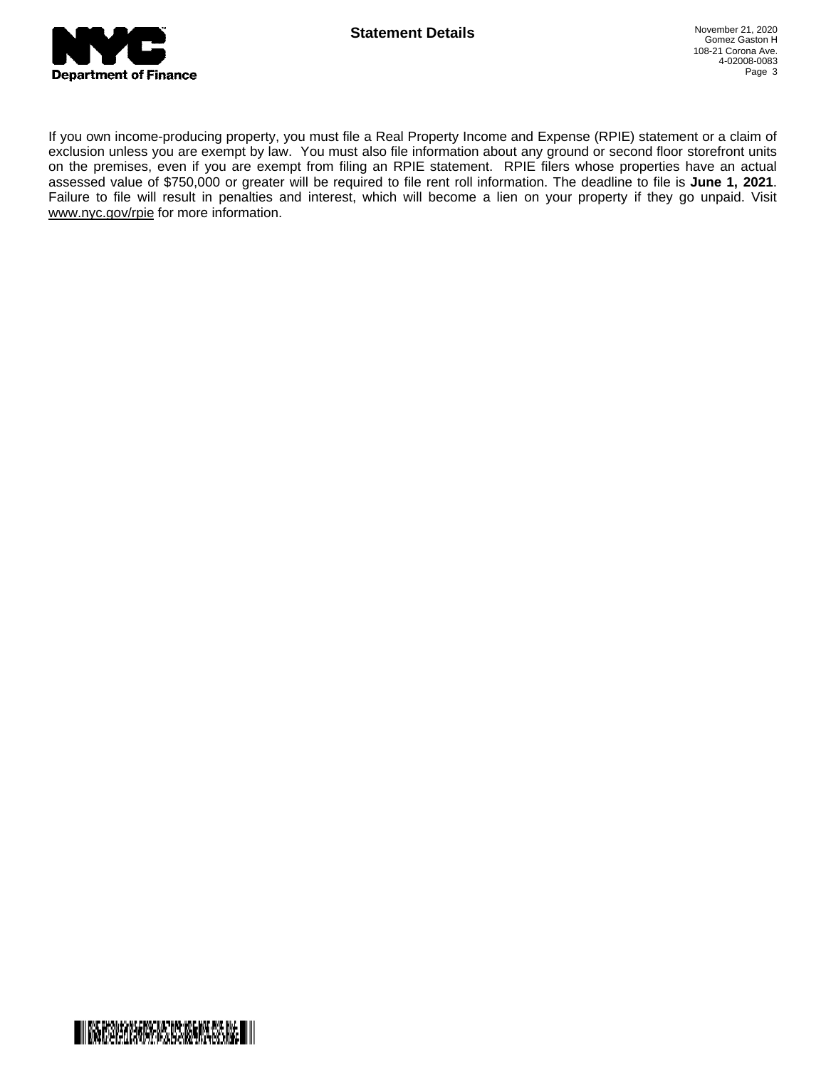If you own income-producing property, you must file a Real Property Income and Expense (RPIE) statement or a claim of exclusion unless you are exempt by law. You must also file information about any ground or second floor storefront units on the premises, even if you are exempt from filing an RPIE statement. RPIE filers whose properties have an actual assessed value of $750,000 or greater will be required to file rent roll information. The deadline to file is **June 1, 2021**. Failure to file will result in penalties and interest, which will become a lien on your property if they go unpaid. Visit www.nyc.gov/rpie for more information.